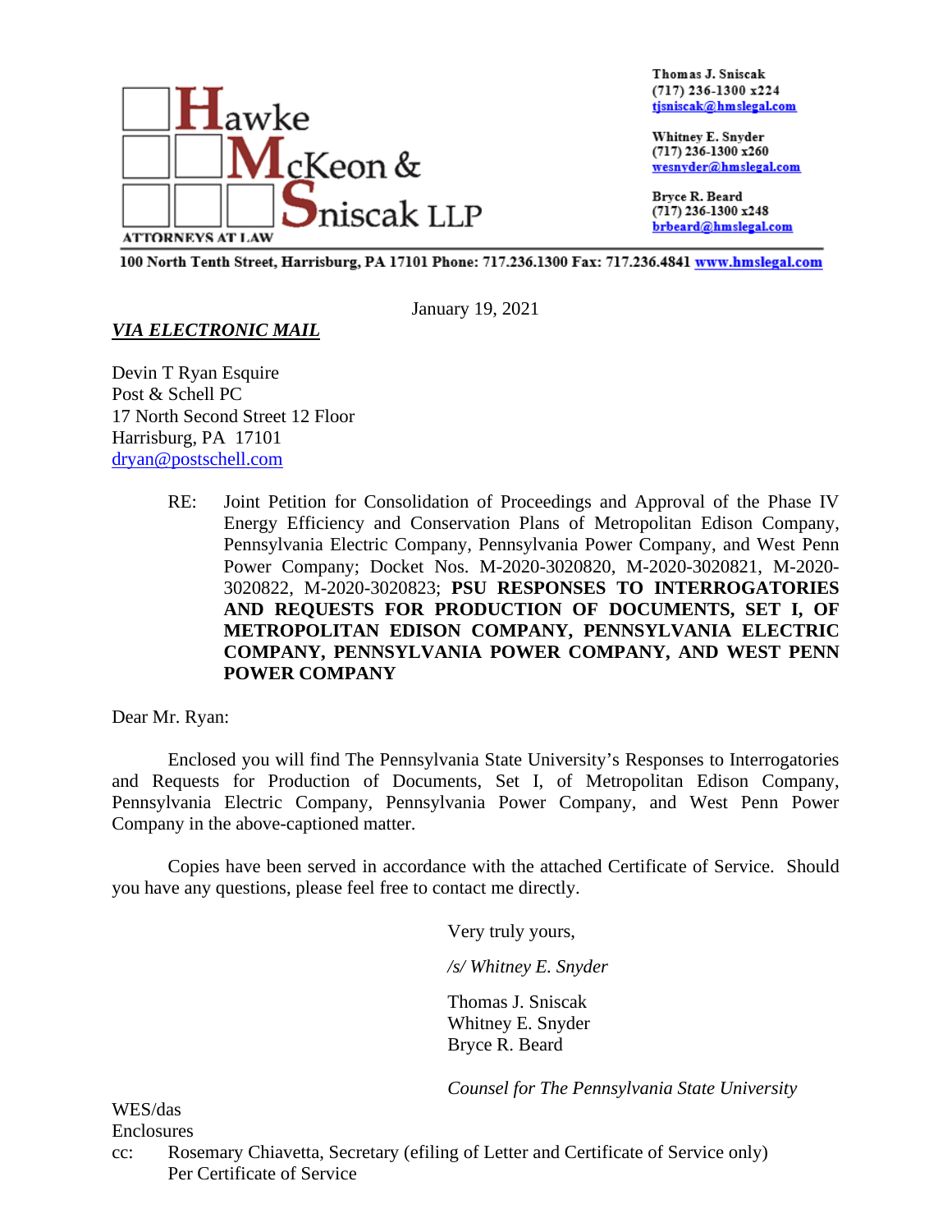**Hawke McKeon & Sniscak LLP**
ATTORNEYS AT LAW

Thomas J. Sniscak
(717) 236-1300 x224
tjsniscak@hmslegal.com

Whitney E. Snyder
(717) 236-1300 x260
wesnyder@hmslegal.com

Bryce R. Beard
(717) 236-1300 x248
brbeard@hmslegal.com

100 North Tenth Street, Harrisburg, PA 17101 Phone: 717.236.1300 Fax: 717.236.4841 www.hmslegal.com

January 19, 2021

***VIA ELECTRONIC MAIL***

Devin T Ryan Esquire
Post & Schell PC
17 North Second Street 12 Floor
Harrisburg, PA 17101
dryan@postschell.com

RE: Joint Petition for Consolidation of Proceedings and Approval of the Phase IV Energy Efficiency and Conservation Plans of Metropolitan Edison Company, Pennsylvania Electric Company, Pennsylvania Power Company, and West Penn Power Company; Docket Nos. M-2020-3020820, M-2020-3020821, M-2020-3020822, M-2020-3020823; **PSU RESPONSES TO INTERROGATORIES AND REQUESTS FOR PRODUCTION OF DOCUMENTS, SET I, OF METROPOLITAN EDISON COMPANY, PENNSYLVANIA ELECTRIC COMPANY, PENNSYLVANIA POWER COMPANY, AND WEST PENN POWER COMPANY**

Dear Mr. Ryan:

Enclosed you will find The Pennsylvania State University's Responses to Interrogatories and Requests for Production of Documents, Set I, of Metropolitan Edison Company, Pennsylvania Electric Company, Pennsylvania Power Company, and West Penn Power Company in the above-captioned matter.

Copies have been served in accordance with the attached Certificate of Service. Should you have any questions, please feel free to contact me directly.

Very truly yours,

*/s/ Whitney E. Snyder*

Thomas J. Sniscak
Whitney E. Snyder
Bryce R. Beard

*Counsel for The Pennsylvania State University*

WES/das
Enclosures
cc: Rosemary Chiavetta, Secretary (efiling of Letter and Certificate of Service only)
Per Certificate of Service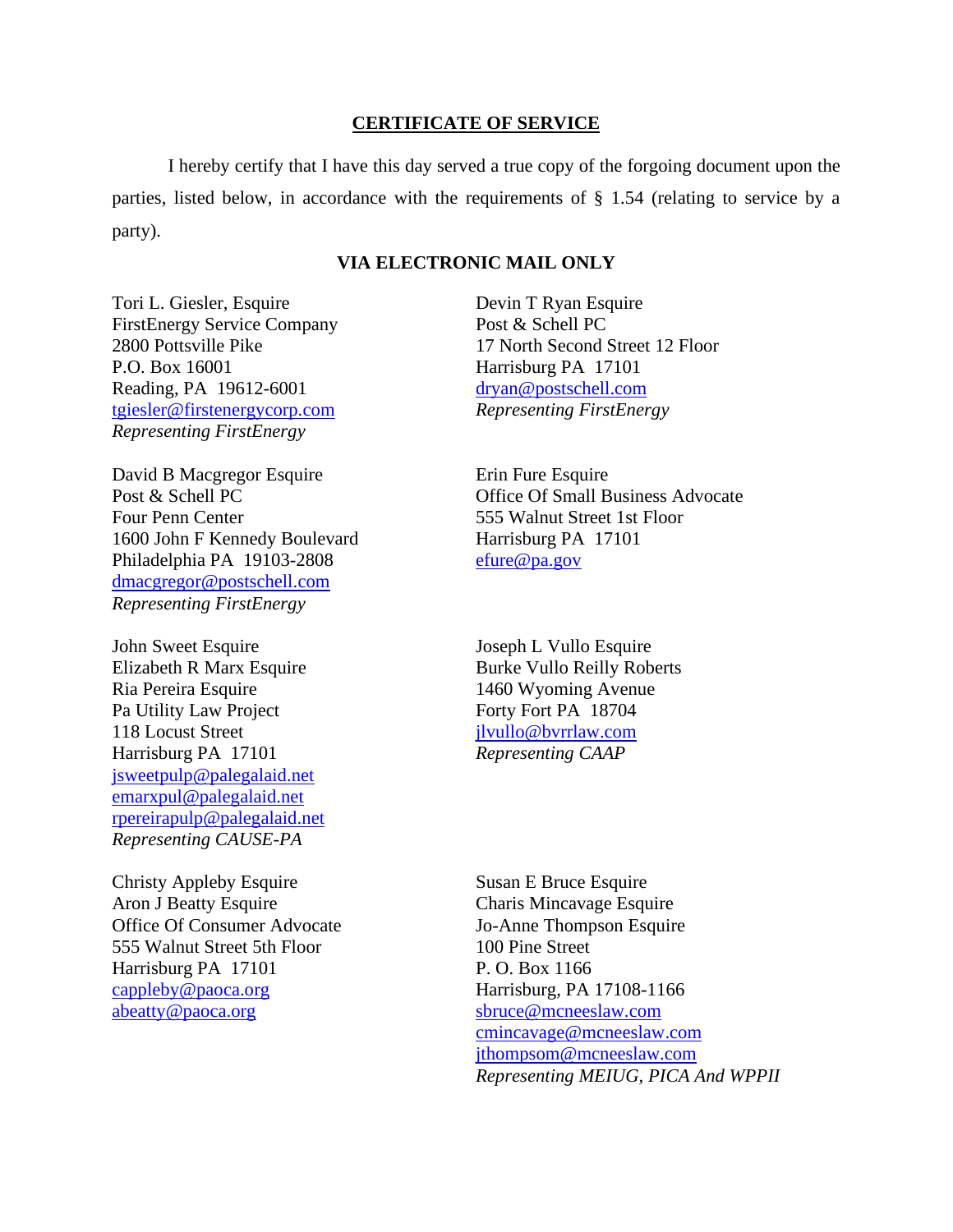## CERTIFICATE OF SERVICE

I hereby certify that I have this day served a true copy of the forgoing document upon the parties, listed below, in accordance with the requirements of § 1.54 (relating to service by a party).

**VIA ELECTRONIC MAIL ONLY**

Tori L. Giesler, Esquire
FirstEnergy Service Company
2800 Pottsville Pike
P.O. Box 16001
Reading, PA 19612-6001
tgiesler@firstenergycorp.com
*Representing FirstEnergy*

Devin T Ryan Esquire
Post & Schell PC
17 North Second Street 12 Floor
Harrisburg PA 17101
dryan@postschell.com
*Representing FirstEnergy*

David B Macgregor Esquire
Post & Schell PC
Four Penn Center
1600 John F Kennedy Boulevard
Philadelphia PA 19103-2808
dmacgregor@postschell.com
*Representing FirstEnergy*

Erin Fure Esquire
Office Of Small Business Advocate
555 Walnut Street 1st Floor
Harrisburg PA 17101
efure@pa.gov

John Sweet Esquire
Elizabeth R Marx Esquire
Ria Pereira Esquire
Pa Utility Law Project
118 Locust Street
Harrisburg PA 17101
jsweetpulp@palegalaid.net
emarxpul@palegalaid.net
rpereirapulp@palegalaid.net
*Representing CAUSE-PA*

Joseph L Vullo Esquire
Burke Vullo Reilly Roberts
1460 Wyoming Avenue
Forty Fort PA 18704
jlvullo@bvrrlaw.com
*Representing CAAP*

Christy Appleby Esquire
Aron J Beatty Esquire
Office Of Consumer Advocate
555 Walnut Street 5th Floor
Harrisburg PA 17101
cappleby@paoca.org
abeatty@paoca.org

Susan E Bruce Esquire
Charis Mincavage Esquire
Jo-Anne Thompson Esquire
100 Pine Street
P. O. Box 1166
Harrisburg, PA 17108-1166
sbruce@mcneeslaw.com
cmincavage@mcneeslaw.com
jthompsom@mcneeslaw.com
*Representing MEIUG, PICA And WPPII*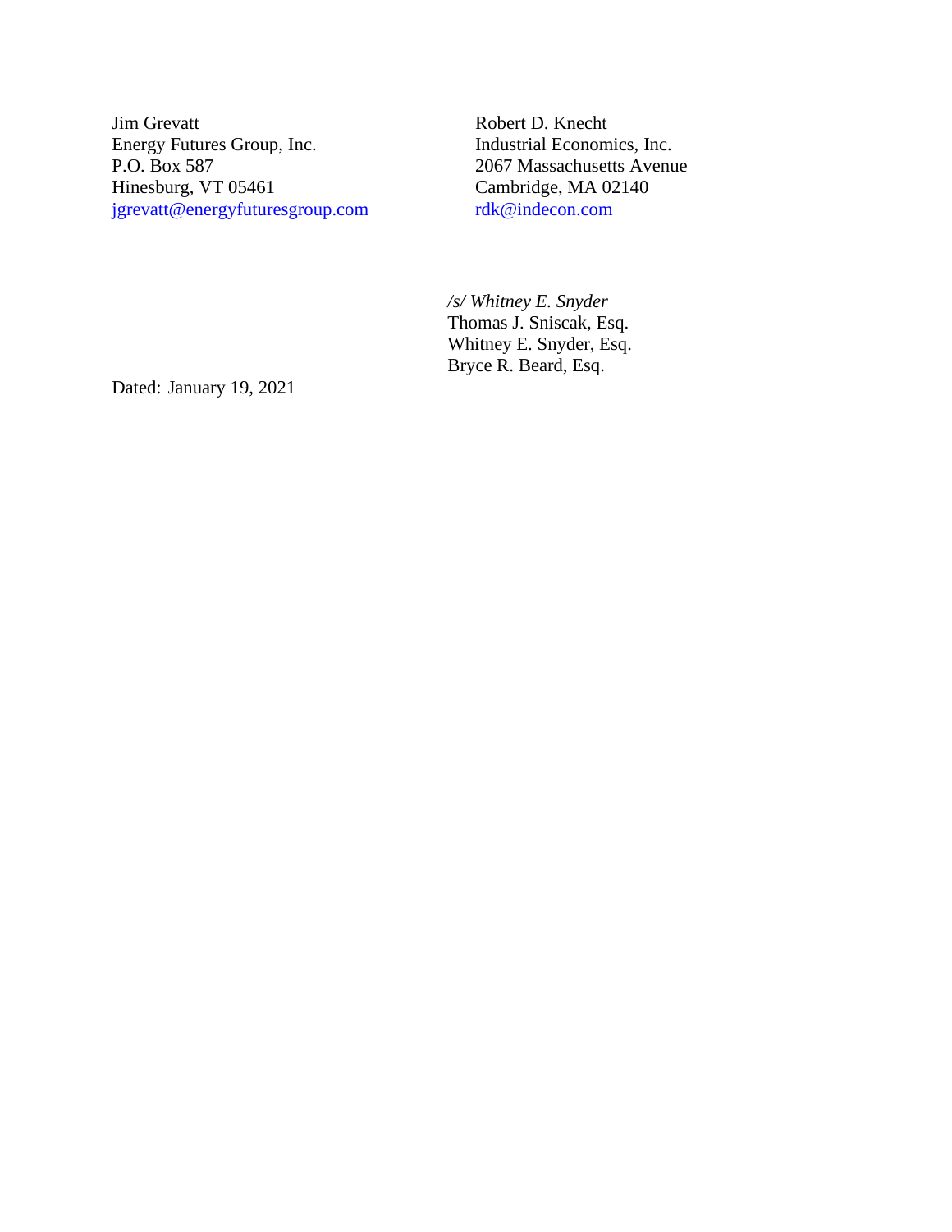Jim Grevatt
Energy Futures Group, Inc.
P.O. Box 587
Hinesburg, VT 05461
jgrevatt@energyfuturesgroup.com

Robert D. Knecht
Industrial Economics, Inc.
2067 Massachusetts Avenue
Cambridge, MA 02140
rdk@indecon.com

*/s/ Whitney E. Snyder*
Thomas J. Sniscak, Esq.
Whitney E. Snyder, Esq.
Bryce R. Beard, Esq.

Dated: January 19, 2021